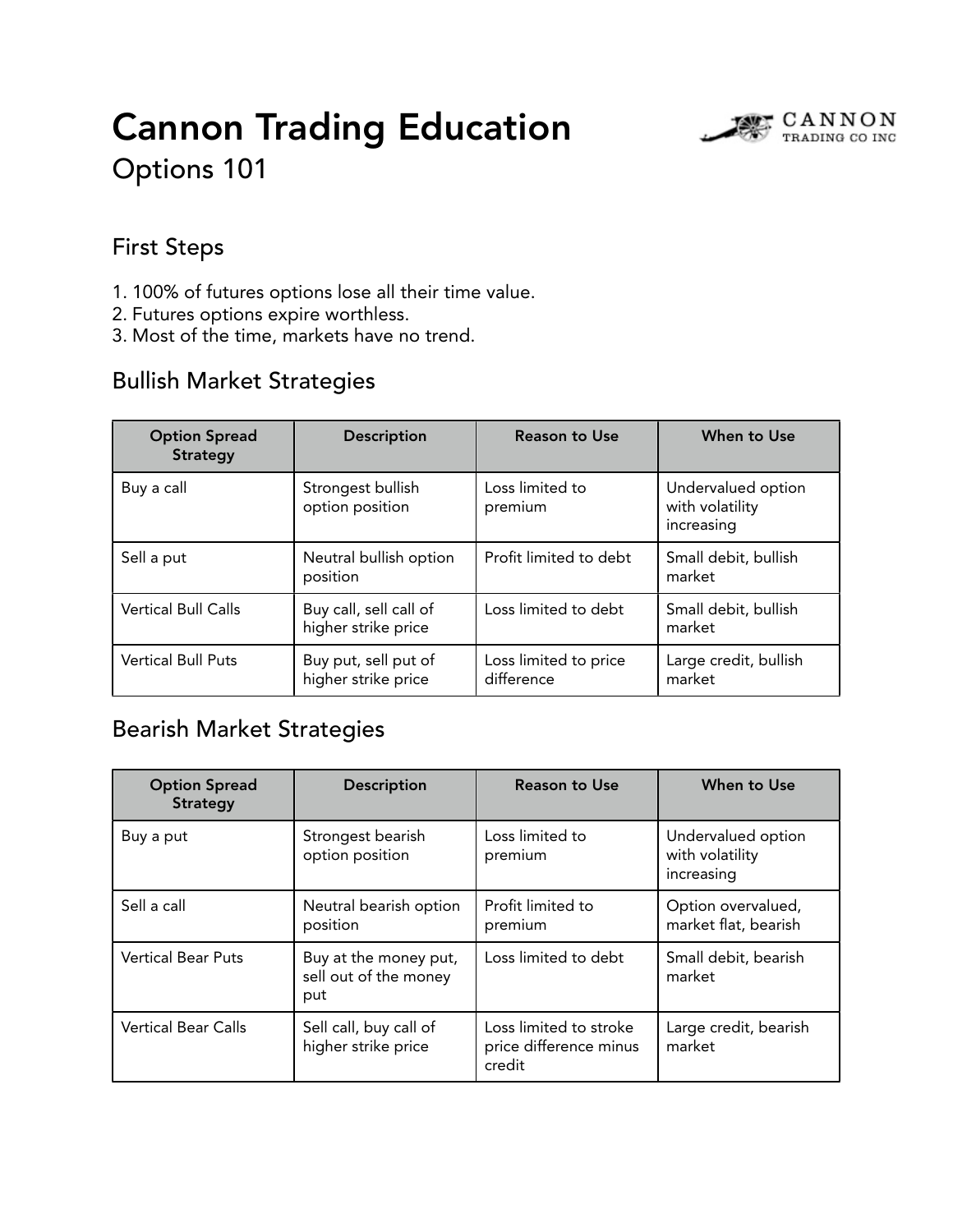# Cannon Trading Education

## Options 101

### First Steps

1. 100% of futures options lose all their time value.
2. Futures options expire worthless.
3. Most of the time, markets have no trend.

### Bullish Market Strategies

| Option Spread Strategy | Description | Reason to Use | When to Use |
|---|---|---|---|
| Buy a call | Strongest bullish option position | Loss limited to premium | Undervalued option with volatility increasing |
| Sell a put | Neutral bullish option position | Profit limited to debt | Small debit, bullish market |
| Vertical Bull Calls | Buy call, sell call of higher strike price | Loss limited to debt | Small debit, bullish market |
| Vertical Bull Puts | Buy put, sell put of higher strike price | Loss limited to price difference | Large credit, bullish market |

### Bearish Market Strategies

| Option Spread Strategy | Description | Reason to Use | When to Use |
|---|---|---|---|
| Buy a put | Strongest bearish option position | Loss limited to premium | Undervalued option with volatility increasing |
| Sell a call | Neutral bearish option position | Profit limited to premium | Option overvalued, market flat, bearish |
| Vertical Bear Puts | Buy at the money put, sell out of the money put | Loss limited to debt | Small debit, bearish market |
| Vertical Bear Calls | Sell call, buy call of higher strike price | Loss limited to stroke price difference minus credit | Large credit, bearish market |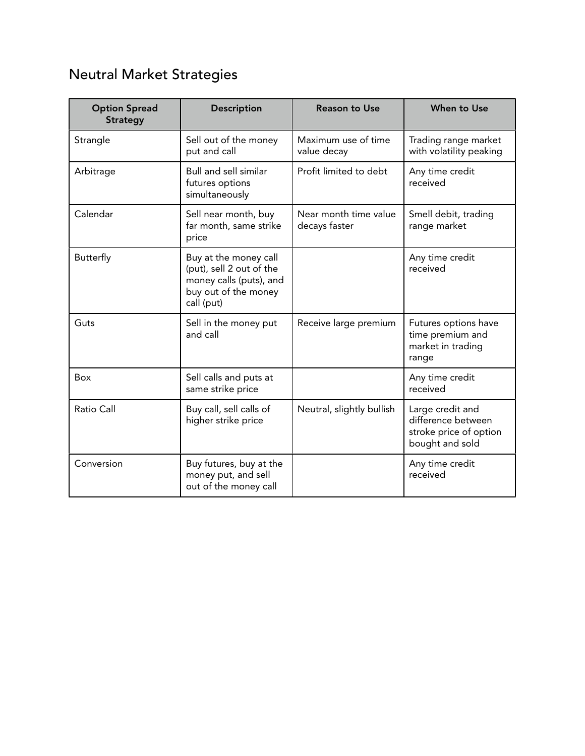# Neutral Market Strategies

| Option Spread Strategy | Description | Reason to Use | When to Use |
|---|---|---|---|
| Strangle | Sell out of the money put and call | Maximum use of time value decay | Trading range market with volatility peaking |
| Arbitrage | Bull and sell similar futures options simultaneously | Profit limited to debt | Any time credit received |
| Calendar | Sell near month, buy far month, same strike price | Near month time value decays faster | Smell debit, trading range market |
| Butterfly | Buy at the money call (put), sell 2 out of the money calls (puts), and buy out of the money call (put) | | Any time credit received |
| Guts | Sell in the money put and call | Receive large premium | Futures options have time premium and market in trading range |
| Box | Sell calls and puts at same strike price | | Any time credit received |
| Ratio Call | Buy call, sell calls of higher strike price | Neutral, slightly bullish | Large credit and difference between stroke price of option bought and sold |
| Conversion | Buy futures, buy at the money put, and sell out of the money call | | Any time credit received |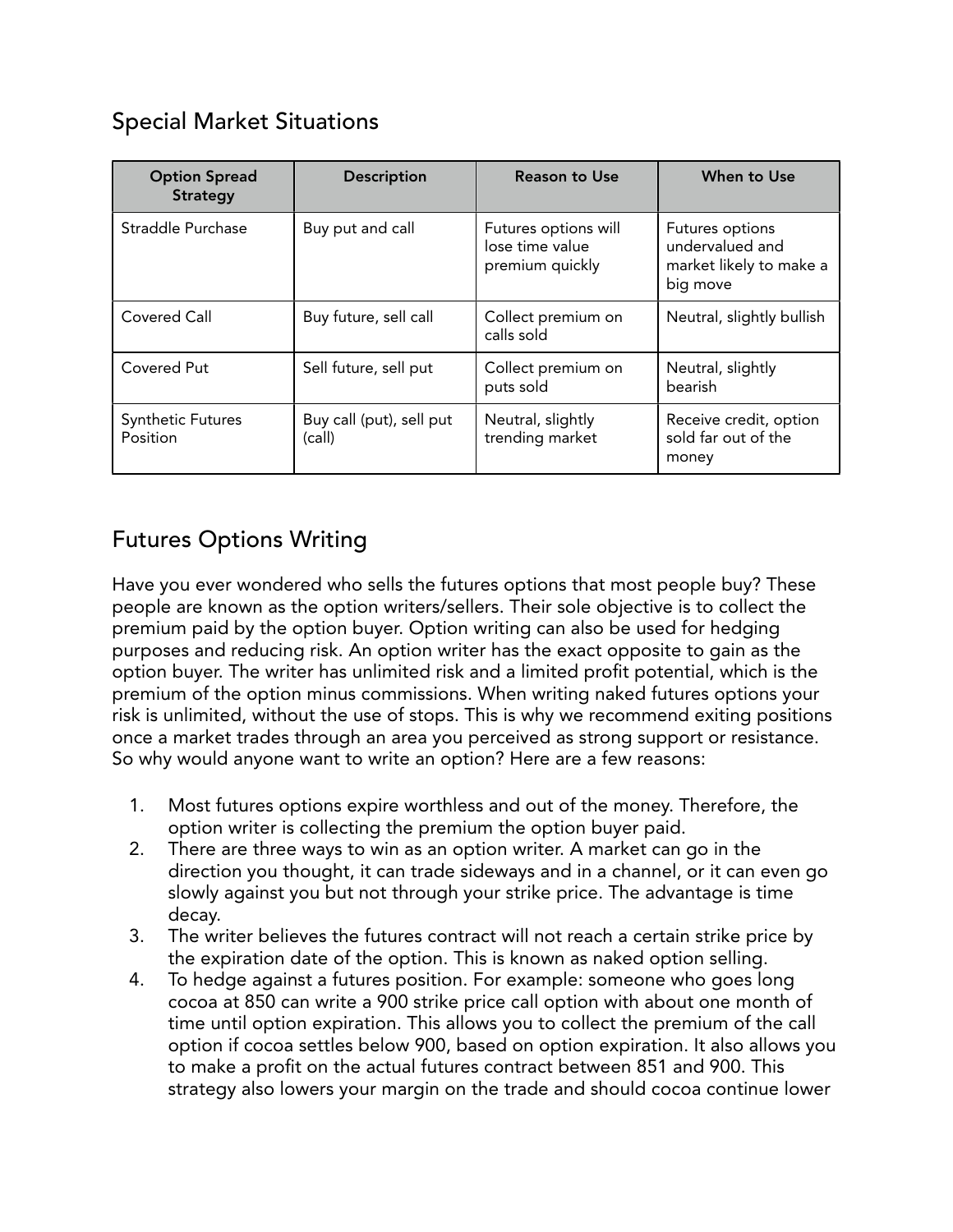## Special Market Situations

| Option Spread Strategy | Description | Reason to Use | When to Use |
|---|---|---|---|
| Straddle Purchase | Buy put and call | Futures options will lose time value premium quickly | Futures options undervalued and market likely to make a big move |
| Covered Call | Buy future, sell call | Collect premium on calls sold | Neutral, slightly bullish |
| Covered Put | Sell future, sell put | Collect premium on puts sold | Neutral, slightly bearish |
| Synthetic Futures Position | Buy call (put), sell put (call) | Neutral, slightly trending market | Receive credit, option sold far out of the money |

## Futures Options Writing

Have you ever wondered who sells the futures options that most people buy? These people are known as the option writers/sellers. Their sole objective is to collect the premium paid by the option buyer. Option writing can also be used for hedging purposes and reducing risk. An option writer has the exact opposite to gain as the option buyer. The writer has unlimited risk and a limited profit potential, which is the premium of the option minus commissions. When writing naked futures options your risk is unlimited, without the use of stops. This is why we recommend exiting positions once a market trades through an area you perceived as strong support or resistance. So why would anyone want to write an option? Here are a few reasons:

1. Most futures options expire worthless and out of the money. Therefore, the option writer is collecting the premium the option buyer paid.
2. There are three ways to win as an option writer. A market can go in the direction you thought, it can trade sideways and in a channel, or it can even go slowly against you but not through your strike price. The advantage is time decay.
3. The writer believes the futures contract will not reach a certain strike price by the expiration date of the option. This is known as naked option selling.
4. To hedge against a futures position. For example: someone who goes long cocoa at 850 can write a 900 strike price call option with about one month of time until option expiration. This allows you to collect the premium of the call option if cocoa settles below 900, based on option expiration. It also allows you to make a profit on the actual futures contract between 851 and 900. This strategy also lowers your margin on the trade and should cocoa continue lower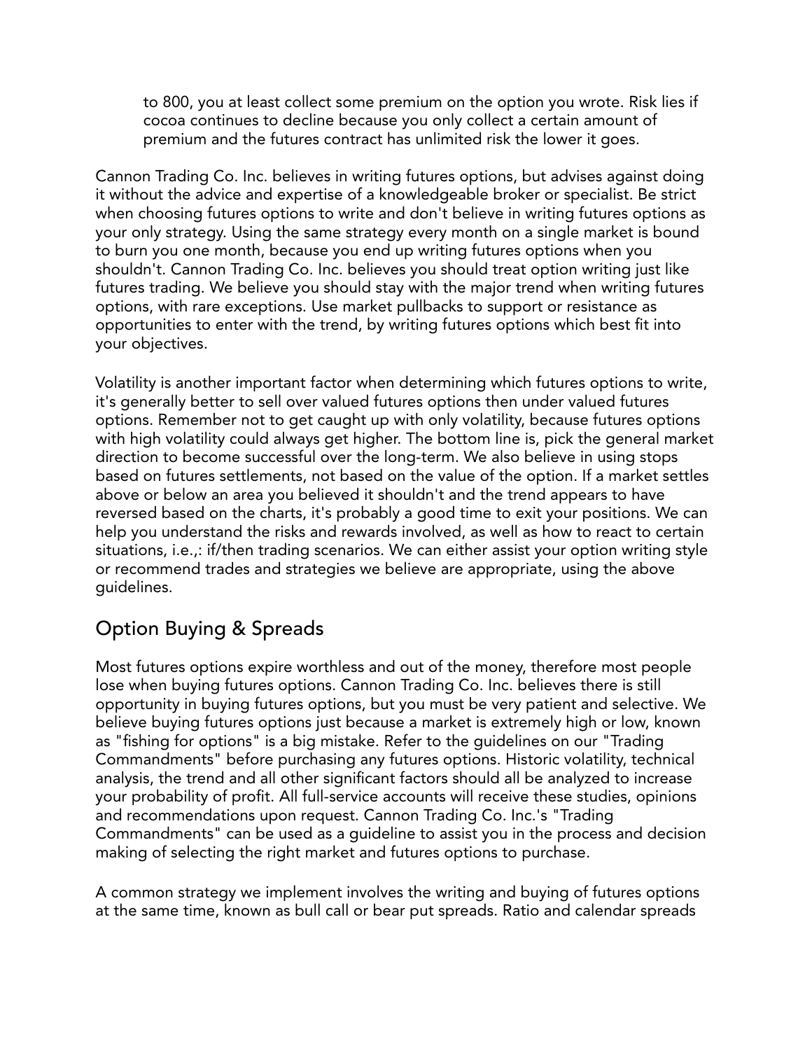to 800, you at least collect some premium on the option you wrote. Risk lies if cocoa continues to decline because you only collect a certain amount of premium and the futures contract has unlimited risk the lower it goes.

Cannon Trading Co. Inc. believes in writing futures options, but advises against doing it without the advice and expertise of a knowledgeable broker or specialist. Be strict when choosing futures options to write and don't believe in writing futures options as your only strategy. Using the same strategy every month on a single market is bound to burn you one month, because you end up writing futures options when you shouldn't. Cannon Trading Co. Inc. believes you should treat option writing just like futures trading. We believe you should stay with the major trend when writing futures options, with rare exceptions. Use market pullbacks to support or resistance as opportunities to enter with the trend, by writing futures options which best fit into your objectives.

Volatility is another important factor when determining which futures options to write, it's generally better to sell over valued futures options then under valued futures options. Remember not to get caught up with only volatility, because futures options with high volatility could always get higher. The bottom line is, pick the general market direction to become successful over the long-term. We also believe in using stops based on futures settlements, not based on the value of the option. If a market settles above or below an area you believed it shouldn't and the trend appears to have reversed based on the charts, it's probably a good time to exit your positions. We can help you understand the risks and rewards involved, as well as how to react to certain situations, i.e.,: if/then trading scenarios. We can either assist your option writing style or recommend trades and strategies we believe are appropriate, using the above guidelines.

## Option Buying & Spreads

Most futures options expire worthless and out of the money, therefore most people lose when buying futures options. Cannon Trading Co. Inc. believes there is still opportunity in buying futures options, but you must be very patient and selective. We believe buying futures options just because a market is extremely high or low, known as "fishing for options" is a big mistake. Refer to the guidelines on our "Trading Commandments" before purchasing any futures options. Historic volatility, technical analysis, the trend and all other significant factors should all be analyzed to increase your probability of profit. All full-service accounts will receive these studies, opinions and recommendations upon request. Cannon Trading Co. Inc.'s "Trading Commandments" can be used as a guideline to assist you in the process and decision making of selecting the right market and futures options to purchase.

A common strategy we implement involves the writing and buying of futures options at the same time, known as bull call or bear put spreads. Ratio and calendar spreads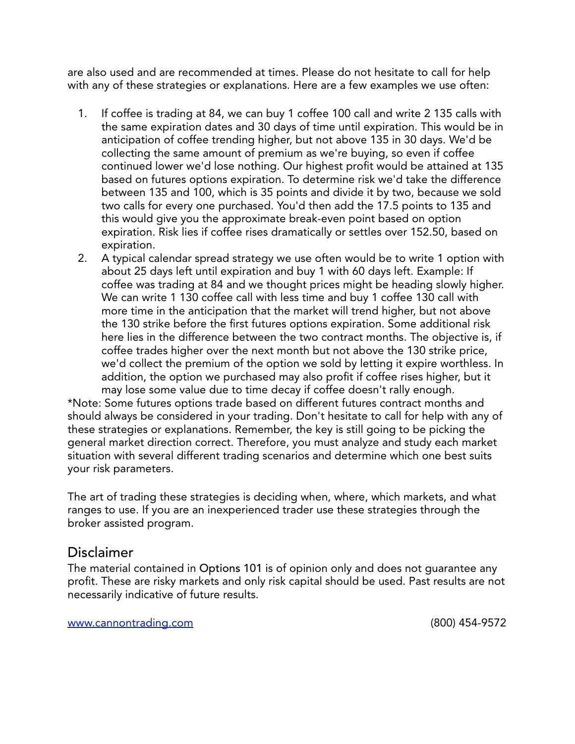are also used and are recommended at times. Please do not hesitate to call for help with any of these strategies or explanations. Here are a few examples we use often:

1. If coffee is trading at 84, we can buy 1 coffee 100 call and write 2 135 calls with the same expiration dates and 30 days of time until expiration. This would be in anticipation of coffee trending higher, but not above 135 in 30 days. We'd be collecting the same amount of premium as we're buying, so even if coffee continued lower we'd lose nothing. Our highest profit would be attained at 135 based on futures options expiration. To determine risk we'd take the difference between 135 and 100, which is 35 points and divide it by two, because we sold two calls for every one purchased. You'd then add the 17.5 points to 135 and this would give you the approximate break-even point based on option expiration. Risk lies if coffee rises dramatically or settles over 152.50, based on expiration.
2. A typical calendar spread strategy we use often would be to write 1 option with about 25 days left until expiration and buy 1 with 60 days left. Example: If coffee was trading at 84 and we thought prices might be heading slowly higher. We can write 1 130 coffee call with less time and buy 1 coffee 130 call with more time in the anticipation that the market will trend higher, but not above the 130 strike before the first futures options expiration. Some additional risk here lies in the difference between the two contract months. The objective is, if coffee trades higher over the next month but not above the 130 strike price, we'd collect the premium of the option we sold by letting it expire worthless. In addition, the option we purchased may also profit if coffee rises higher, but it may lose some value due to time decay if coffee doesn't rally enough.

*Note: Some futures options trade based on different futures contract months and should always be considered in your trading. Don't hesitate to call for help with any of these strategies or explanations. Remember, the key is still going to be picking the general market direction correct. Therefore, you must analyze and study each market situation with several different trading scenarios and determine which one best suits your risk parameters.

The art of trading these strategies is deciding when, where, which markets, and what ranges to use. If you are an inexperienced trader use these strategies through the broker assisted program.

## Disclaimer

The material contained in Options 101 is of opinion only and does not guarantee any profit. These are risky markets and only risk capital should be used. Past results are not necessarily indicative of future results.

[www.cannontrading.com](http://www.cannontrading.com) (800) 454-9572